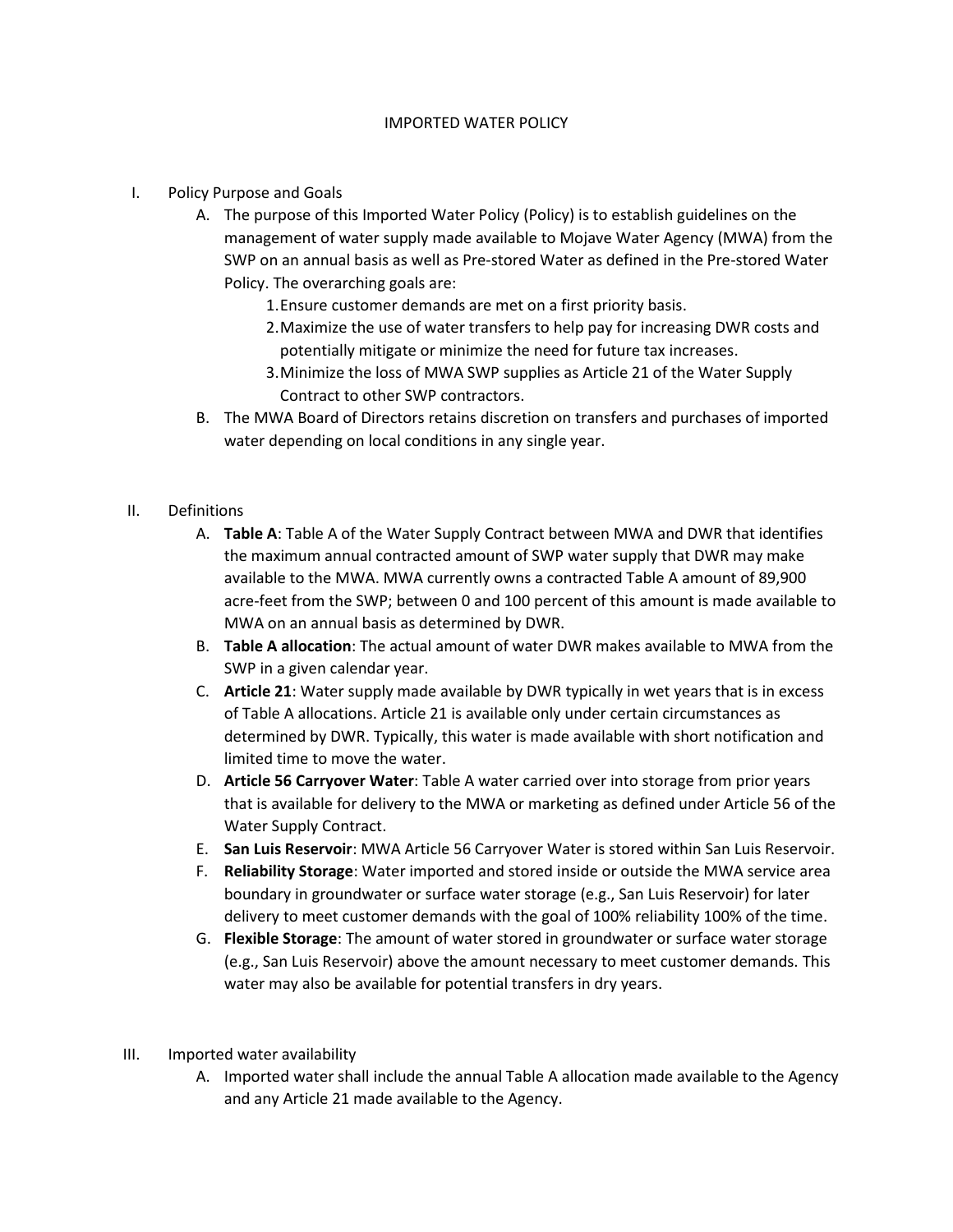# IMPORTED WATER POLICY

I. Policy Purpose and Goals

   A. The purpose of this Imported Water Policy (Policy) is to establish guidelines on the management of water supply made available to Mojave Water Agency (MWA) from the SWP on an annual basis as well as Pre-stored Water as defined in the Pre-stored Water Policy. The overarching goals are:

      1. Ensure customer demands are met on a first priority basis.
      2. Maximize the use of water transfers to help pay for increasing DWR costs and potentially mitigate or minimize the need for future tax increases.
      3. Minimize the loss of MWA SWP supplies as Article 21 of the Water Supply Contract to other SWP contractors.

   B. The MWA Board of Directors retains discretion on transfers and purchases of imported water depending on local conditions in any single year.

II. Definitions

   A. **Table A**: Table A of the Water Supply Contract between MWA and DWR that identifies the maximum annual contracted amount of SWP water supply that DWR may make available to the MWA. MWA currently owns a contracted Table A amount of 89,900 acre-feet from the SWP; between 0 and 100 percent of this amount is made available to MWA on an annual basis as determined by DWR.

   B. **Table A allocation**: The actual amount of water DWR makes available to MWA from the SWP in a given calendar year.

   C. **Article 21**: Water supply made available by DWR typically in wet years that is in excess of Table A allocations. Article 21 is available only under certain circumstances as determined by DWR. Typically, this water is made available with short notification and limited time to move the water.

   D. **Article 56 Carryover Water**: Table A water carried over into storage from prior years that is available for delivery to the MWA or marketing as defined under Article 56 of the Water Supply Contract.

   E. **San Luis Reservoir**: MWA Article 56 Carryover Water is stored within San Luis Reservoir.

   F. **Reliability Storage**: Water imported and stored inside or outside the MWA service area boundary in groundwater or surface water storage (e.g., San Luis Reservoir) for later delivery to meet customer demands with the goal of 100% reliability 100% of the time.

   G. **Flexible Storage**: The amount of water stored in groundwater or surface water storage (e.g., San Luis Reservoir) above the amount necessary to meet customer demands. This water may also be available for potential transfers in dry years.

III. Imported water availability

   A. Imported water shall include the annual Table A allocation made available to the Agency and any Article 21 made available to the Agency.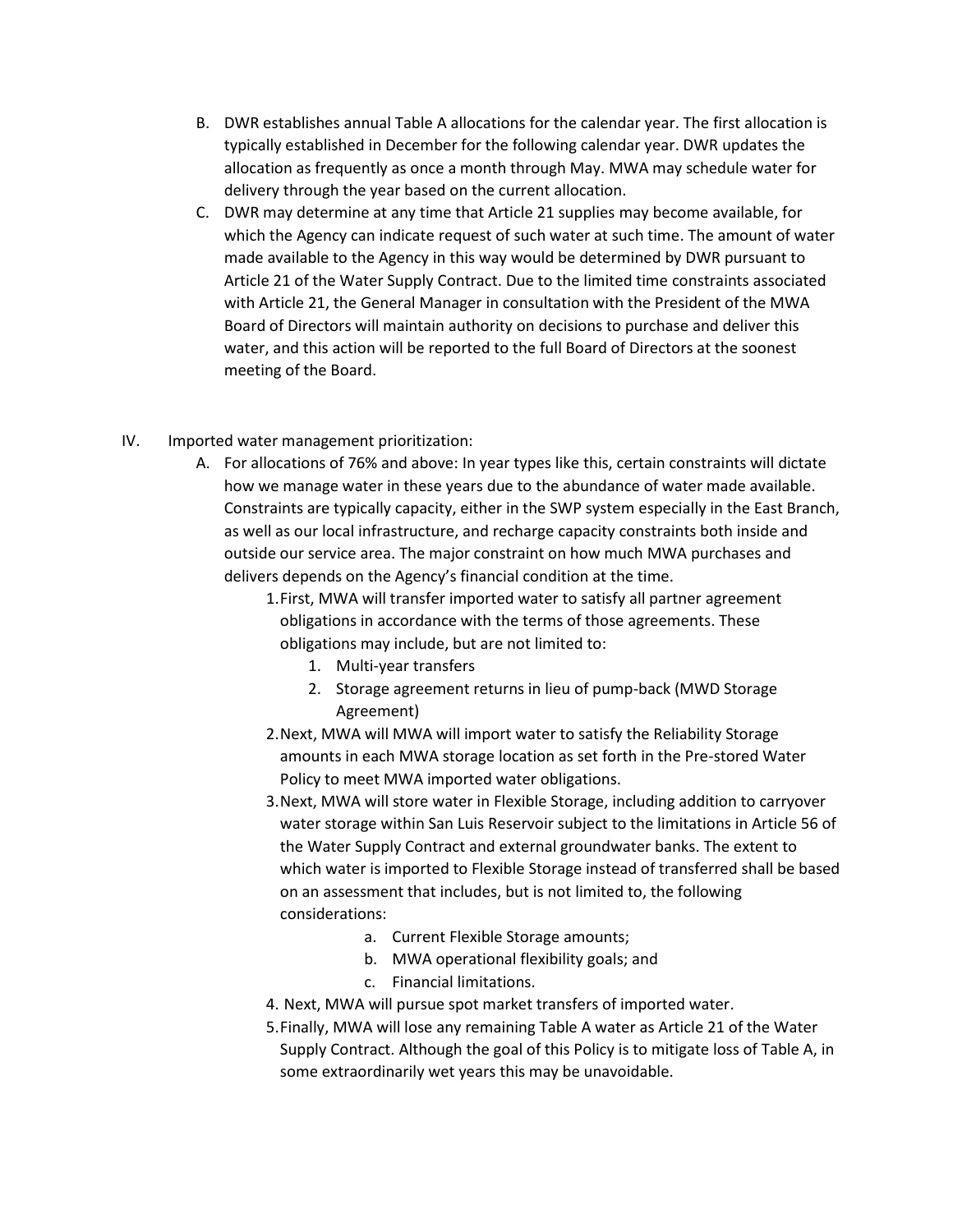B. DWR establishes annual Table A allocations for the calendar year. The first allocation is typically established in December for the following calendar year. DWR updates the allocation as frequently as once a month through May. MWA may schedule water for delivery through the year based on the current allocation.

C. DWR may determine at any time that Article 21 supplies may become available, for which the Agency can indicate request of such water at such time. The amount of water made available to the Agency in this way would be determined by DWR pursuant to Article 21 of the Water Supply Contract. Due to the limited time constraints associated with Article 21, the General Manager in consultation with the President of the MWA Board of Directors will maintain authority on decisions to purchase and deliver this water, and this action will be reported to the full Board of Directors at the soonest meeting of the Board.

IV. Imported water management prioritization:

A. For allocations of 76% and above: In year types like this, certain constraints will dictate how we manage water in these years due to the abundance of water made available. Constraints are typically capacity, either in the SWP system especially in the East Branch, as well as our local infrastructure, and recharge capacity constraints both inside and outside our service area. The major constraint on how much MWA purchases and delivers depends on the Agency's financial condition at the time.

1. First, MWA will transfer imported water to satisfy all partner agreement obligations in accordance with the terms of those agreements. These obligations may include, but are not limited to:
   1. Multi-year transfers
   2. Storage agreement returns in lieu of pump-back (MWD Storage Agreement)
2. Next, MWA will MWA will import water to satisfy the Reliability Storage amounts in each MWA storage location as set forth in the Pre-stored Water Policy to meet MWA imported water obligations.
3. Next, MWA will store water in Flexible Storage, including addition to carryover water storage within San Luis Reservoir subject to the limitations in Article 56 of the Water Supply Contract and external groundwater banks. The extent to which water is imported to Flexible Storage instead of transferred shall be based on an assessment that includes, but is not limited to, the following considerations:
   a. Current Flexible Storage amounts;
   b. MWA operational flexibility goals; and
   c. Financial limitations.
4. Next, MWA will pursue spot market transfers of imported water.
5. Finally, MWA will lose any remaining Table A water as Article 21 of the Water Supply Contract. Although the goal of this Policy is to mitigate loss of Table A, in some extraordinarily wet years this may be unavoidable.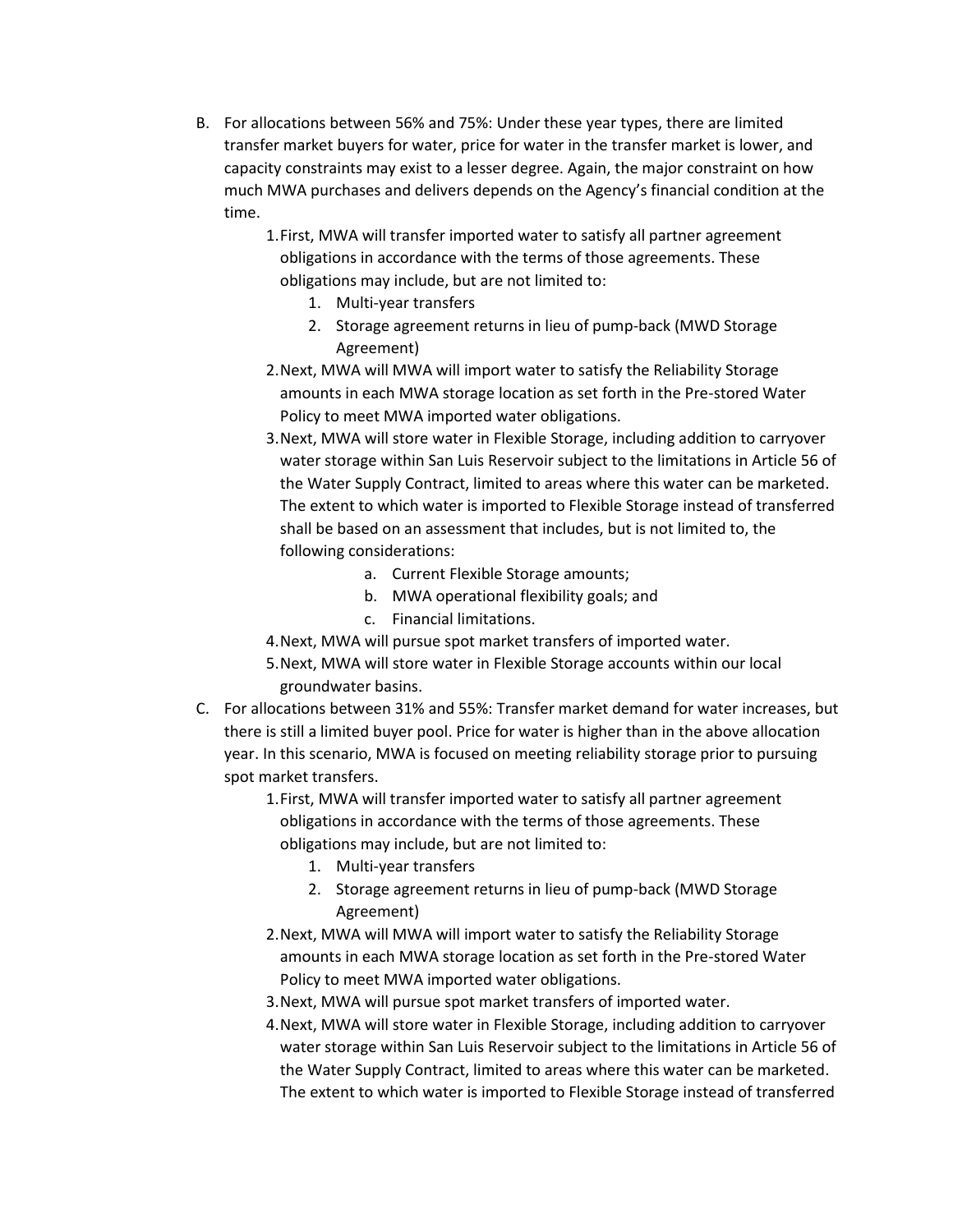B. For allocations between 56% and 75%: Under these year types, there are limited transfer market buyers for water, price for water in the transfer market is lower, and capacity constraints may exist to a lesser degree. Again, the major constraint on how much MWA purchases and delivers depends on the Agency's financial condition at the time.

   1. First, MWA will transfer imported water to satisfy all partner agreement obligations in accordance with the terms of those agreements. These obligations may include, but are not limited to:
      1. Multi-year transfers
      2. Storage agreement returns in lieu of pump-back (MWD Storage Agreement)
   2. Next, MWA will MWA will import water to satisfy the Reliability Storage amounts in each MWA storage location as set forth in the Pre-stored Water Policy to meet MWA imported water obligations.
   3. Next, MWA will store water in Flexible Storage, including addition to carryover water storage within San Luis Reservoir subject to the limitations in Article 56 of the Water Supply Contract, limited to areas where this water can be marketed. The extent to which water is imported to Flexible Storage instead of transferred shall be based on an assessment that includes, but is not limited to, the following considerations:
      a. Current Flexible Storage amounts;
      b. MWA operational flexibility goals; and
      c. Financial limitations.
   4. Next, MWA will pursue spot market transfers of imported water.
   5. Next, MWA will store water in Flexible Storage accounts within our local groundwater basins.

C. For allocations between 31% and 55%: Transfer market demand for water increases, but there is still a limited buyer pool. Price for water is higher than in the above allocation year. In this scenario, MWA is focused on meeting reliability storage prior to pursuing spot market transfers.

   1. First, MWA will transfer imported water to satisfy all partner agreement obligations in accordance with the terms of those agreements. These obligations may include, but are not limited to:
      1. Multi-year transfers
      2. Storage agreement returns in lieu of pump-back (MWD Storage Agreement)
   2. Next, MWA will MWA will import water to satisfy the Reliability Storage amounts in each MWA storage location as set forth in the Pre-stored Water Policy to meet MWA imported water obligations.
   3. Next, MWA will pursue spot market transfers of imported water.
   4. Next, MWA will store water in Flexible Storage, including addition to carryover water storage within San Luis Reservoir subject to the limitations in Article 56 of the Water Supply Contract, limited to areas where this water can be marketed. The extent to which water is imported to Flexible Storage instead of transferred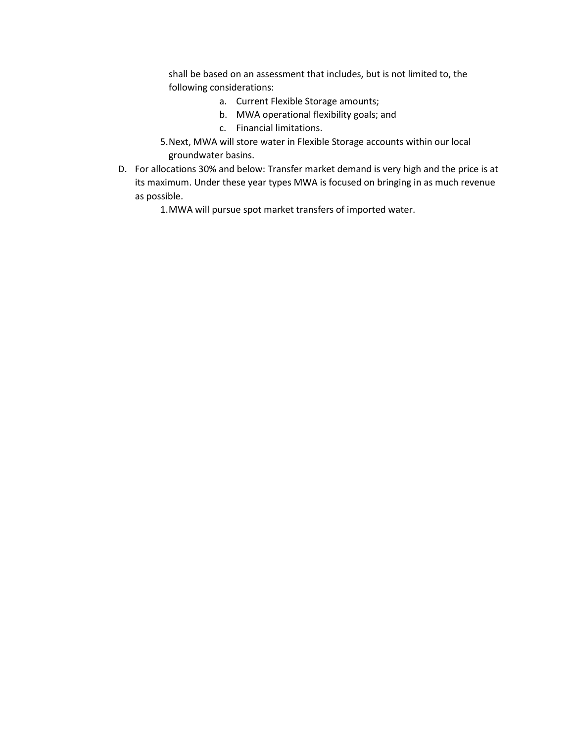shall be based on an assessment that includes, but is not limited to, the following considerations:

    a. Current Flexible Storage amounts;
    b. MWA operational flexibility goals; and
    c. Financial limitations.

5. Next, MWA will store water in Flexible Storage accounts within our local groundwater basins.

D. For allocations 30% and below: Transfer market demand is very high and the price is at its maximum. Under these year types MWA is focused on bringing in as much revenue as possible.

    1. MWA will pursue spot market transfers of imported water.